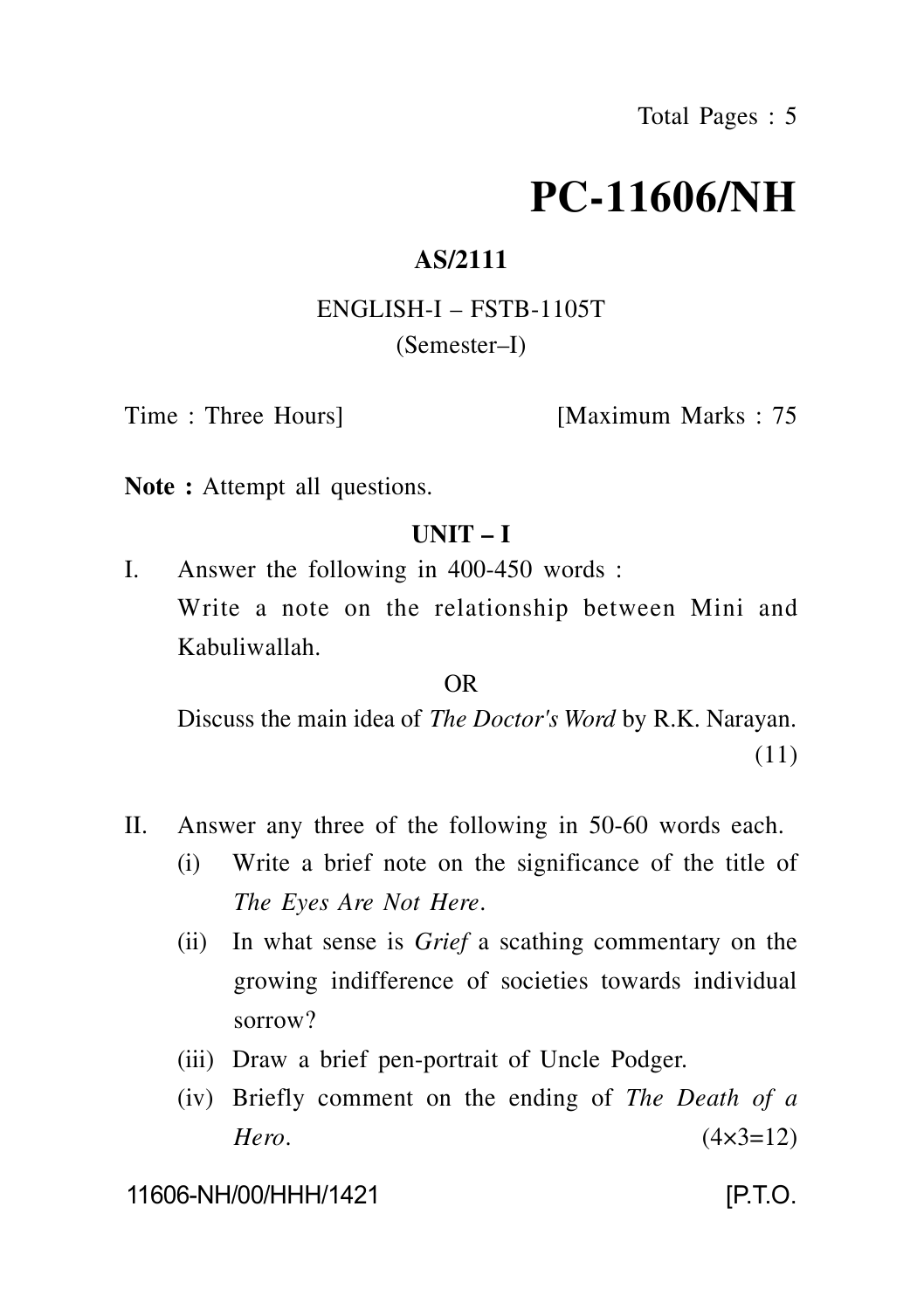Total Pages : 5

# PC-11606/NH

**AS/2111**

ENGLISH-I – FSTB-1105T

(Semester–I)

Time : Three Hours] [Maximum Marks : 75

**Note :** Attempt all questions.

## UNIT – I

I. Answer the following in 400-450 words :

Write a note on the relationship between Mini and Kabuliwallah.

OR

Discuss the main idea of *The Doctor's Word* by R.K. Narayan. (11)

II. Answer any three of the following in 50-60 words each.

(i) Write a brief note on the significance of the title of *The Eyes Are Not Here*.

(ii) In what sense is *Grief* a scathing commentary on the growing indifference of societies towards individual sorrow?

(iii) Draw a brief pen-portrait of Uncle Podger.

(iv) Briefly comment on the ending of *The Death of a Hero*. (4×3=12)

11606-NH/00/HHH/1421 [P.T.O.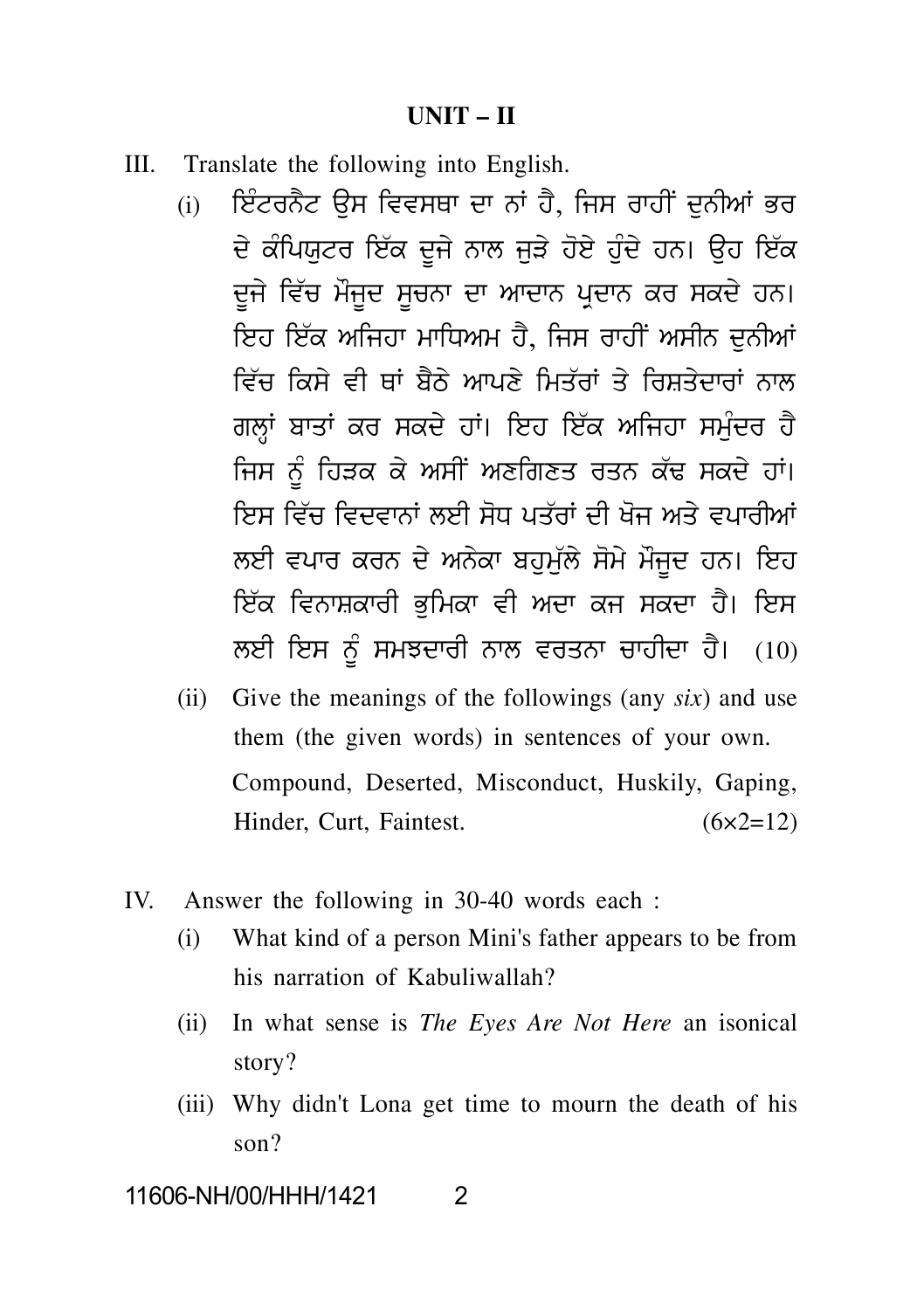## UNIT – II

III. Translate the following into English.

(i) ਇੰਟਰਨੈਟ ਉਸ ਵਿਵਸਥਾ ਦਾ ਨਾਂ ਹੈ, ਜਿਸ ਰਾਹੀਂ ਦੁਨੀਆਂ ਭਰ ਦੇ ਕੰਪਿਯੂਟਰ ਇੱਕ ਦੂਜੇ ਨਾਲ ਜੁੜੇ ਹੋਏ ਹੁੰਦੇ ਹਨ। ਉਹ ਇੱਕ ਦੂਜੇ ਵਿੱਚ ਮੌਜੂਦ ਸੂਚਨਾ ਦਾ ਆਦਾਨ ਪ੍ਰਦਾਨ ਕਰ ਸਕਦੇ ਹਨ। ਇਹ ਇੱਕ ਅਜਿਹਾ ਮਾਧਿਅਮ ਹੈ, ਜਿਸ ਰਾਹੀਂ ਅਸੀਨ ਦੁਨੀਆਂ ਵਿੱਚ ਕਿਸੇ ਵੀ ਥਾਂ ਬੈਠੇ ਆਪਣੇ ਮਿਤੱਰਾਂ ਤੇ ਰਿਸ਼ਤੇਦਾਰਾਂ ਨਾਲ ਗਲ੍ਹਾਂ ਬਾਤਾਂ ਕਰ ਸਕਦੇ ਹਾਂ। ਇਹ ਇੱਕ ਅਜਿਹਾ ਸਮੁੰਦਰ ਹੈ ਜਿਸ ਨੂੰ ਹਿੜਕ ਕੇ ਅਸੀਂ ਅਣਗਿਣਤ ਰਤਨ ਕੱਢ ਸਕਦੇ ਹਾਂ। ਇਸ ਵਿੱਚ ਵਿਦਵਾਨਾਂ ਲਈ ਸੋਧ ਪਤੱਰਾਂ ਦੀ ਖੋਜ ਅਤੇ ਵਪਾਰੀਆਂ ਲਈ ਵਪਾਰ ਕਰਨ ਦੇ ਅਨੇਕਾ ਬਹੁਮੁੱਲੇ ਸੋਮੇ ਮੌਜੂਦ ਹਨ। ਇਹ ਇੱਕ ਵਿਨਾਸ਼ਕਾਰੀ ਭੁਮਿਕਾ ਵੀ ਅਦਾ ਕਜ ਸਕਦਾ ਹੈ। ਇਸ ਲਈ ਇਸ ਨੂੰ ਸਮਝਦਾਰੀ ਨਾਲ ਵਰਤਨਾ ਚਾਹੀਦਾ ਹੈ। (10)

(ii) Give the meanings of the followings (any *six*) and use them (the given words) in sentences of your own.

Compound, Deserted, Misconduct, Huskily, Gaping, Hinder, Curt, Faintest. (6×2=12)

IV. Answer the following in 30-40 words each :

(i) What kind of a person Mini's father appears to be from his narration of Kabuliwallah?

(ii) In what sense is *The Eyes Are Not Here* an isonical story?

(iii) Why didn't Lona get time to mourn the death of his son?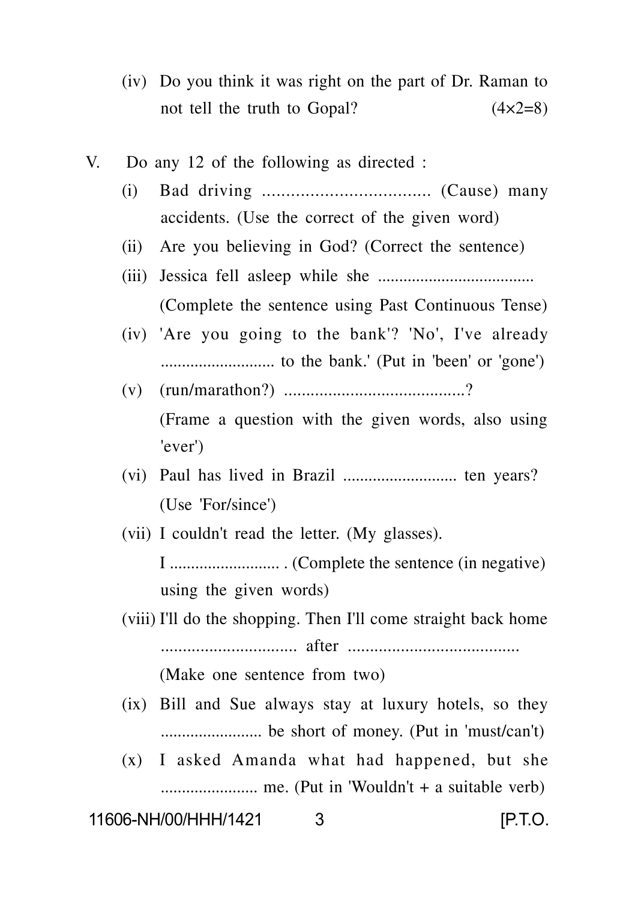(iv) Do you think it was right on the part of Dr. Raman to not tell the truth to Gopal? (4×2=8)

V. Do any 12 of the following as directed :

(i) Bad driving .................................. (Cause) many accidents. (Use the correct of the given word)

(ii) Are you believing in God? (Correct the sentence)

(iii) Jessica fell asleep while she ................................... (Complete the sentence using Past Continuous Tense)

(iv) 'Are you going to the bank'? 'No', I've already .......................... to the bank.' (Put in 'been' or 'gone')

(v) (run/marathon?) .........................................? (Frame a question with the given words, also using 'ever')

(vi) Paul has lived in Brazil .......................... ten years? (Use 'For/since')

(vii) I couldn't read the letter. (My glasses). I ......................... . (Complete the sentence (in negative) using the given words)

(viii) I'll do the shopping. Then I'll come straight back home .............................. after ...................................... (Make one sentence from two)

(ix) Bill and Sue always stay at luxury hotels, so they ....................... be short of money. (Put in 'must/can't)

(x) I asked Amanda what had happened, but she ...................... me. (Put in 'Wouldn't + a suitable verb)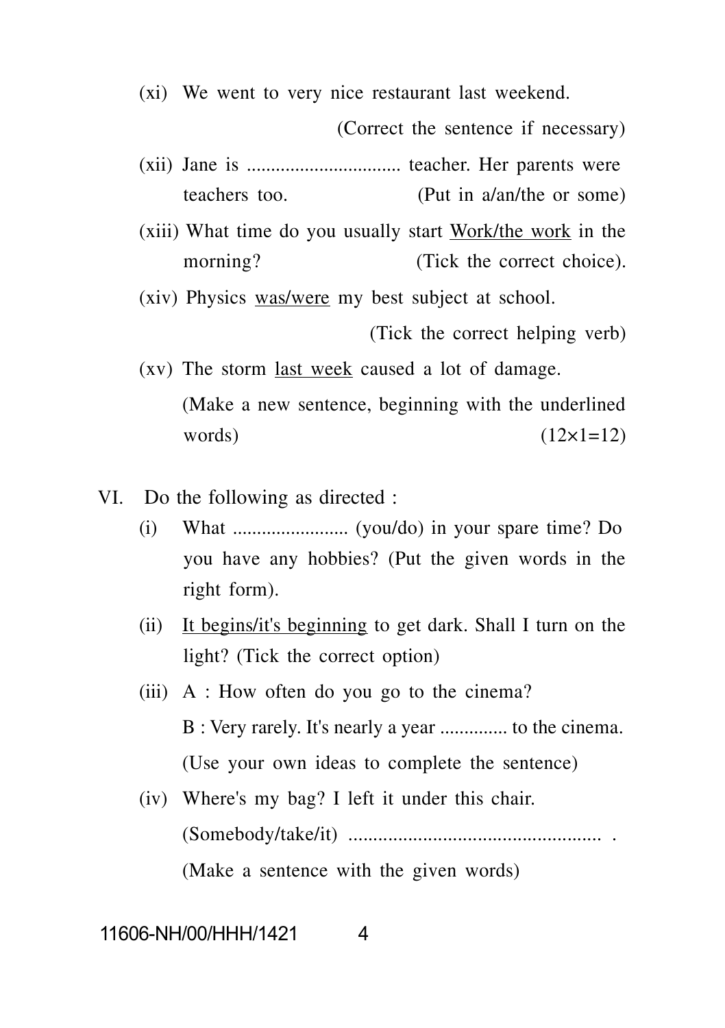(xi) We went to very nice restaurant last weekend.

(Correct the sentence if necessary)

(xii) Jane is ................................ teacher. Her parents were teachers too. (Put in a/an/the or some)

(xiii) What time do you usually start <u>Work/the work</u> in the morning? (Tick the correct choice).

(xiv) Physics <u>was/were</u> my best subject at school.

(Tick the correct helping verb)

(xv) The storm <u>last week</u> caused a lot of damage.

(Make a new sentence, beginning with the underlined words) (12×1=12)

VI. Do the following as directed :

(i) What ........................ (you/do) in your spare time? Do you have any hobbies? (Put the given words in the right form).

(ii) <u>It begins/it's beginning</u> to get dark. Shall I turn on the light? (Tick the correct option)

(iii) A : How often do you go to the cinema?

B : Very rarely. It's nearly a year .............. to the cinema.

(Use your own ideas to complete the sentence)

(iv) Where's my bag? I left it under this chair.

(Somebody/take/it) .................................................. .

(Make a sentence with the given words)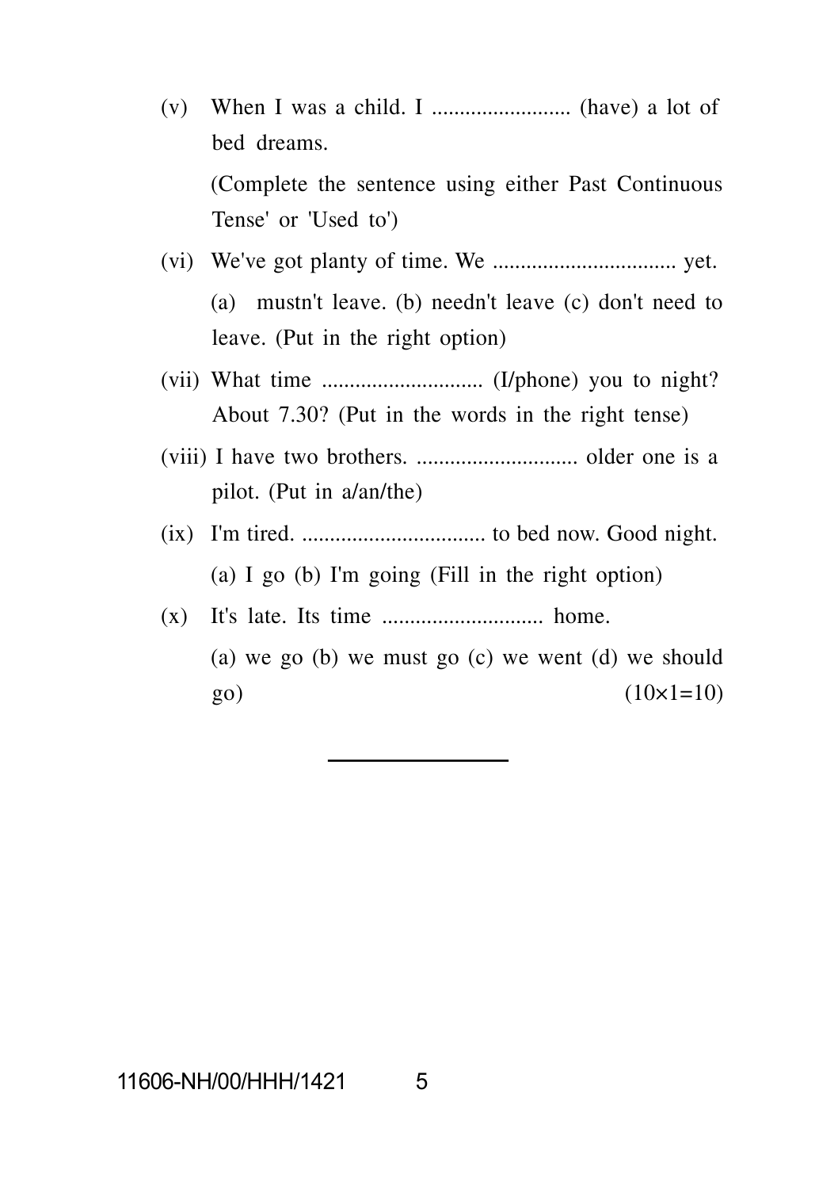(v) When I was a child. I ......................... (have) a lot of bed dreams.

(Complete the sentence using either Past Continuous Tense' or 'Used to')

(vi) We've got planty of time. We ................................. yet.

(a) mustn't leave. (b) needn't leave (c) don't need to leave. (Put in the right option)

(vii) What time ............................. (I/phone) you to night? About 7.30? (Put in the words in the right tense)

(viii) I have two brothers. ............................. older one is a pilot. (Put in a/an/the)

(ix) I'm tired. ................................. to bed now. Good night.

(a) I go (b) I'm going (Fill in the right option)

(x) It's late. Its time ............................. home.

(a) we go (b) we must go (c) we went (d) we should go) (10×1=10)

---